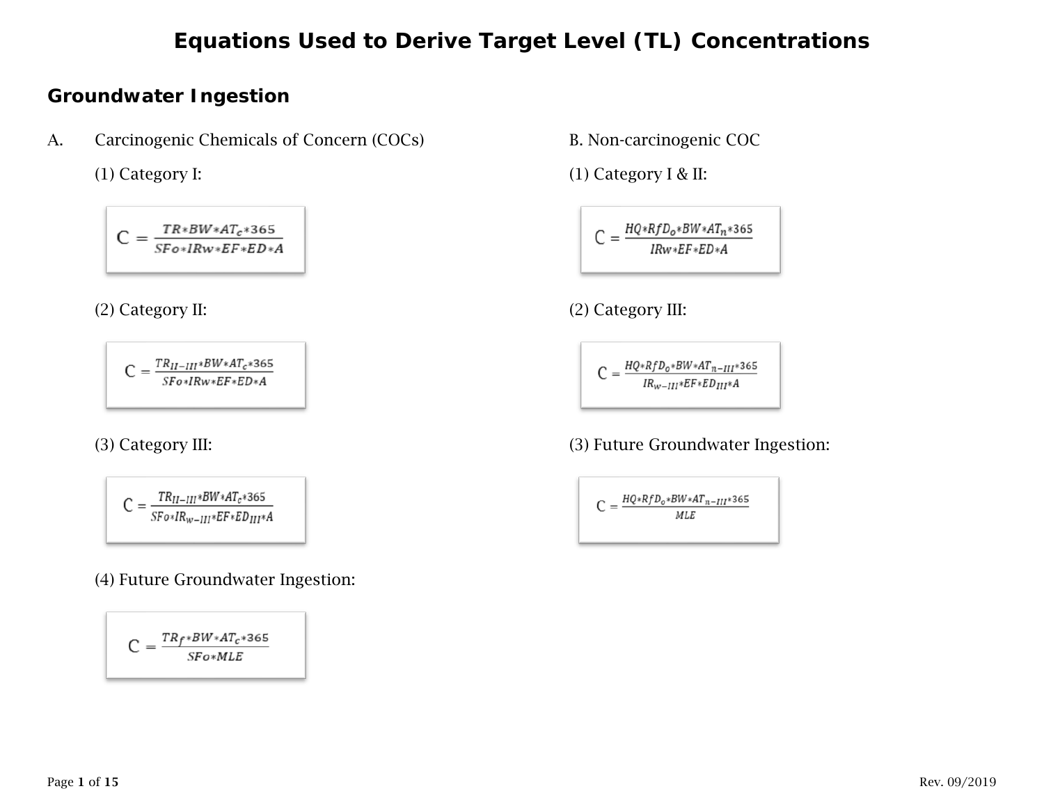# Equations Used to Derive Target Level (TL) Concentrations

## Groundwater Ingestion

A. Carcinogenic Chemicals of Concern (COCs)

(1) Category I:

$$C = \frac{TR * BW * AT_c * 365}{SFo * IRw * EF * ED * A}$$

(2) Category II:

$$C = \frac{TR_{II-III} * BW * AT_c * 365}{SFo * IRw * EF * ED * A}$$

(3) Category III:

$$C = \frac{TR_{II-III} * BW * AT_c * 365}{SFo * IR_{w-III} * EF * ED_{III} * A}$$

(4) Future Groundwater Ingestion:

$$C = \frac{TR_f * BW * AT_c * 365}{SFo * MLE}$$

B. Non-carcinogenic COC

(1) Category I & II:

$$C = \frac{HQ * RfD_o * BW * AT_n * 365}{IRw * EF * ED * A}$$

(2) Category III:

$$C = \frac{HQ * RfD_o * BW * AT_{n-III} * 365}{IR_{w-III} * EF * ED_{III} * A}$$

(3) Future Groundwater Ingestion:

$$C = \frac{HQ * RfD_o * BW * AT_{n-III} * 365}{MLE}$$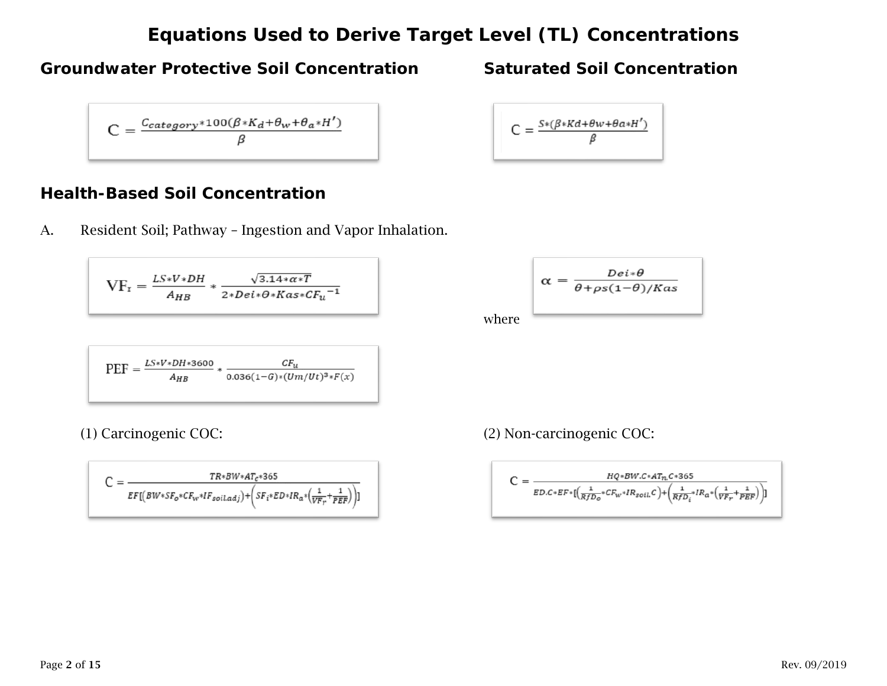# Equations Used to Derive Target Level (TL) Concentrations

## Groundwater Protective Soil Concentration

$$C = \frac{C_{category} * 100(\beta * K_d + \theta_w + \theta_a * H')}{\beta}$$

## Saturated Soil Concentration

$$C = \frac{S * (\beta * Kd + \theta w + \theta a * H')}{\beta}$$

## Health-Based Soil Concentration

A. Resident Soil; Pathway – Ingestion and Vapor Inhalation.

$$VF_r = \frac{LS * V * DH}{A_{HB}} * \frac{\sqrt{3.14 * \alpha * T}}{2 * Dei * \theta * Kas * CF_u^{-1}}$$

where

$$\alpha = \frac{Dei * \theta}{\theta + \rho s(1 - \theta)/Kas}$$

$$PEF = \frac{LS * V * DH * 3600}{A_{HB}} * \frac{CF_u}{0.036(1-G) * (Um/Ut)^3 * F(x)}$$

(1) Carcinogenic COC:

$$C = \frac{TR * BW * AT_c * 365}{EF[(BW * SF_o * CF_w * IF_{soil.adj}) + \left(SF_i * ED * IR_a * \left(\frac{1}{VF_r} + \frac{1}{PEF}\right)\right)]}$$

(2) Non-carcinogenic COC:

$$C = \frac{HQ * BW.C * AT_n.C * 365}{ED.C * EF * [(\frac{1}{RfD_o} * CF_w * IR_{soil}.C) + \left(\frac{1}{RfD_i} * IR_a * \left(\frac{1}{VF_r} + \frac{1}{PEF}\right)\right)]}$$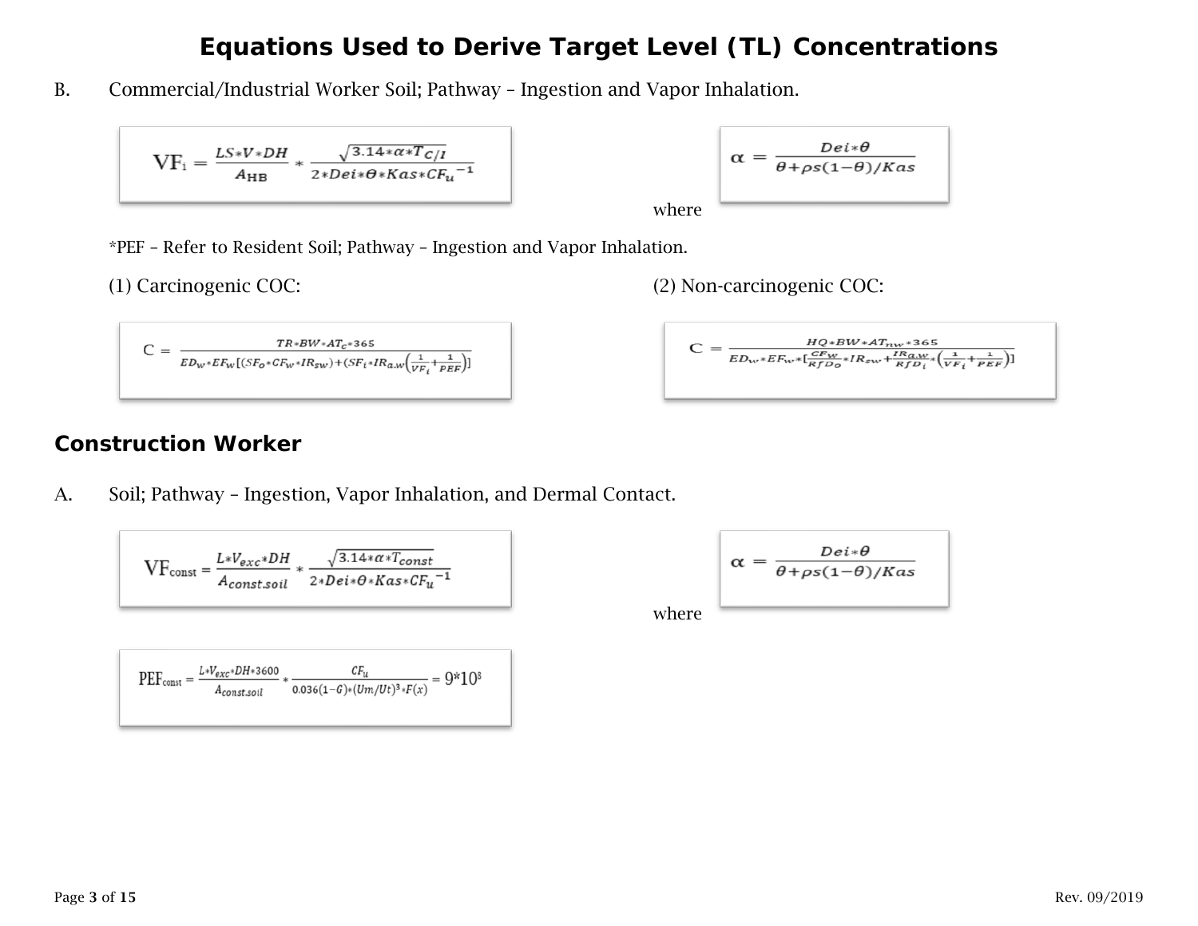# Equations Used to Derive Target Level (TL) Concentrations

B. Commercial/Industrial Worker Soil; Pathway – Ingestion and Vapor Inhalation.

$$VF_i = \frac{LS*V*DH}{A_{HB}} * \frac{\sqrt{3.14*\alpha*T_{C/I}}}{2*Dei*\theta*Kas*CF_u{}^{-1}}$$

where

$$\alpha = \frac{Dei*\theta}{\theta+\rho s(1-\theta)/Kas}$$

*PEF – Refer to Resident Soil; Pathway – Ingestion and Vapor Inhalation.

(1) Carcinogenic COC:

$$C = \frac{TR*BW*AT_c*365}{ED_w*EF_w[(SF_o*CF_w*IR_{sw})+(SF_i*IR_{a.w}\left(\frac{1}{VF_i}+\frac{1}{PEF}\right)]}$$

(2) Non-carcinogenic COC:

$$C = \frac{HQ*BW*AT_{nw}*365}{ED_w*EF_w*[\frac{CF_w}{RfD_o}*IR_{sw}+\frac{IR_{a.w}}{RfD_i}*\left(\frac{1}{VF_i}+\frac{1}{PEF}\right)]}$$

## Construction Worker

A. Soil; Pathway – Ingestion, Vapor Inhalation, and Dermal Contact.

$$VF_{const} = \frac{L*V_{exc}*DH}{A_{const.soil}} * \frac{\sqrt{3.14*\alpha*T_{const}}}{2*Dei*\theta*Kas*CF_u{}^{-1}}$$

where

$$\alpha = \frac{Dei*\theta}{\theta+\rho s(1-\theta)/Kas}$$

$$PEF_{const} = \frac{L*V_{exc}*DH*3600}{A_{const.soil}} * \frac{CF_u}{0.036(1-G)*(Um/Ut)^3*F(x)} = 9*10^8$$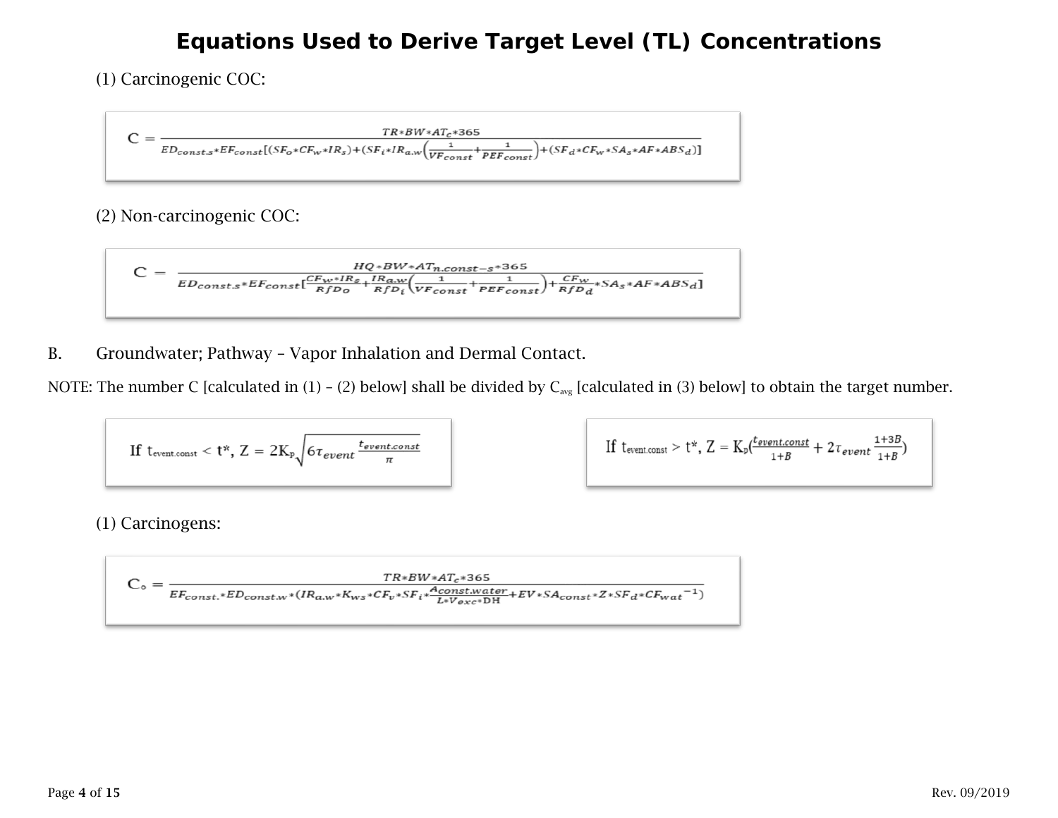# Equations Used to Derive Target Level (TL) Concentrations

(1) Carcinogenic COC:

$$C = \frac{TR*BW*AT_c*365}{ED_{const.s}*EF_{const}[(SF_o*CF_w*IR_s)+(SF_i*IR_{a.w}\left(\frac{1}{VF_{const}}+\frac{1}{PEF_{const}}\right)+(SF_d*CF_w*SA_s*AF*ABS_d)]}$$

(2) Non-carcinogenic COC:

$$C = \frac{HQ*BW*AT_{n.const-s}*365}{ED_{const.s}*EF_{const}[\frac{CF_w*IR_s}{RfD_o}+\frac{IR_{a.w}}{RfD_i}\left(\frac{1}{VF_{const}}+\frac{1}{PEF_{const}}\right)+\frac{CF_w}{RfD_d}*SA_s*AF*ABS_d]}$$

B. Groundwater; Pathway – Vapor Inhalation and Dermal Contact.

NOTE: The number C [calculated in (1) – (2) below] shall be divided by $C_{avg}$ [calculated in (3) below] to obtain the target number.

$$\text{If } t_{event.const} < t^*,\ Z = 2K_p\sqrt{6\tau_{event}\frac{t_{event.const}}{\pi}}$$

$$\text{If } t_{event.const} > t^*,\ Z = K_p\left(\frac{t_{event.const}}{1+B} + 2\tau_{event}\frac{1+3B}{1+B}\right)$$

(1) Carcinogens:

$$C_o = \frac{TR*BW*AT_c*365}{EF_{const.}*ED_{const.w}*(IR_{a.w}*K_{ws}*CF_v*SF_i*\frac{A_{const.water}}{L*V_{exc}*DH}+EV*SA_{const}*Z*SF_d*CF_{wat}{}^{-1})}$$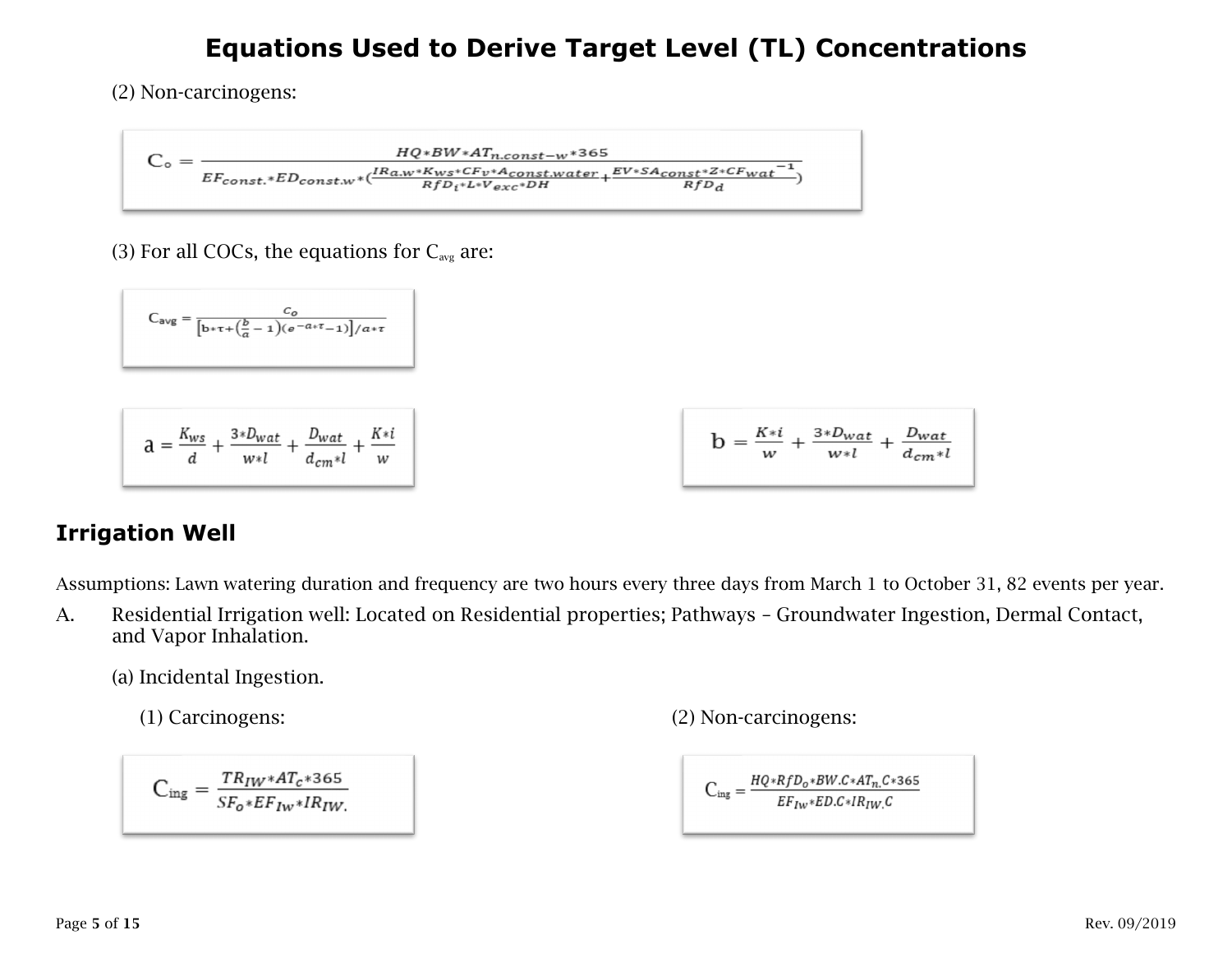# Equations Used to Derive Target Level (TL) Concentrations

(2) Non-carcinogens:

$$C_o = \frac{HQ*BW*AT_{n.const-w}*365}{EF_{const.}*ED_{const.w}*\left(\frac{IRa.w*Kws*CFv*A_{const.water}}{RfD_i*L*V_{exc}*DH}+\frac{EV*SA_{const}*Z*CF_{wat}^{-1}}{RfD_d}\right)}$$

(3) For all COCs, the equations for $C_{avg}$ are:

$$C_{avg} = \frac{C_o}{\left[b*\tau+\left(\frac{b}{a}-1\right)\left(e^{-a*\tau}-1\right)\right]/a*\tau}$$

$$a = \frac{K_{ws}}{d}+\frac{3*D_{wat}}{w*l}+\frac{D_{wat}}{d_{cm}*l}+\frac{K*i}{w}$$

$$b = \frac{K*i}{w}+\frac{3*D_{wat}}{w*l}+\frac{D_{wat}}{d_{cm}*l}$$

## Irrigation Well

Assumptions: Lawn watering duration and frequency are two hours every three days from March 1 to October 31, 82 events per year.

A. Residential Irrigation well: Located on Residential properties; Pathways – Groundwater Ingestion, Dermal Contact, and Vapor Inhalation.

(a) Incidental Ingestion.

(1) Carcinogens:

$$C_{ing} = \frac{TR_{IW}*AT_c*365}{SF_o*EF_{IW}*IR_{IW.}}$$

(2) Non-carcinogens:

$$C_{ing} = \frac{HQ*RfD_o*BW.C*AT_{n.}C*365}{EF_{IW}*ED.C*IR_{IW.}C}$$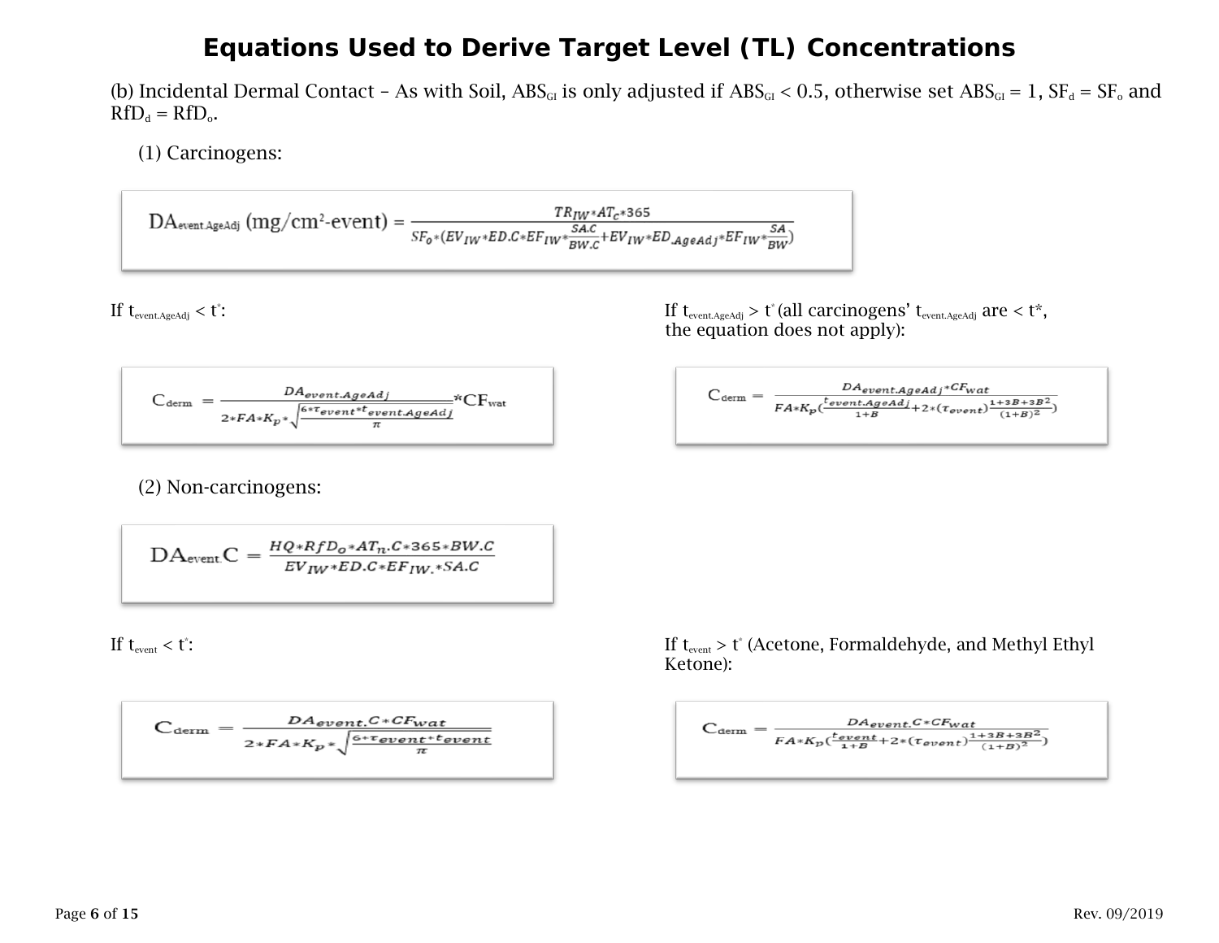# Equations Used to Derive Target Level (TL) Concentrations

(b) Incidental Dermal Contact – As with Soil, $ABS_{GI}$ is only adjusted if $ABS_{GI} < 0.5$, otherwise set $ABS_{GI} = 1$, $SF_d = SF_o$ and $RfD_d = RfD_o$.

(1) Carcinogens:

$$DA_{event.AgeAdj}\ (\text{mg/cm}^2\text{-event}) = \frac{TR_{IW} * AT_c * 365}{SF_o * (EV_{IW} * ED.C * EF_{IW} * \frac{SA.C}{BW.C} + EV_{IW} * ED_{.AgeAdj} * EF_{IW} * \frac{SA}{BW})}$$

If $t_{event.AgeAdj} < t^*$:

$$C_{derm} = \frac{DA_{event.AgeAdj}}{2 * FA * K_p * \sqrt{\frac{6 * \tau_{event} * t_{event.AgeAdj}}{\pi}}} * CF_{wat}$$

If $t_{event.AgeAdj} > t^*$ (all carcinogens' $t_{event.AgeAdj}$ are $< t^*$, the equation does not apply):

$$C_{derm} = \frac{DA_{event.AgeAdj} * CF_{wat}}{FA * K_p (\frac{t_{event.AgeAdj}}{1+B} + 2 * (\tau_{event}) \frac{1+3B+3B^2}{(1+B)^2})}$$

(2) Non-carcinogens:

$$DA_{event.}C = \frac{HQ * RfD_o * AT_n.C * 365 * BW.C}{EV_{IW} * ED.C * EF_{IW.} * SA.C}$$

If $t_{event} < t^*$:

$$C_{derm} = \frac{DA_{event.C} * CF_{wat}}{2 * FA * K_p * \sqrt{\frac{6 * \tau_{event} * t_{event}}{\pi}}}$$

If $t_{event} > t^*$ (Acetone, Formaldehyde, and Methyl Ethyl Ketone):

$$C_{derm} = \frac{DA_{event.C} * CF_{wat}}{FA * K_p (\frac{t_{event}}{1+B} + 2 * (\tau_{event}) \frac{1+3B+3B^2}{(1+B)^2})}$$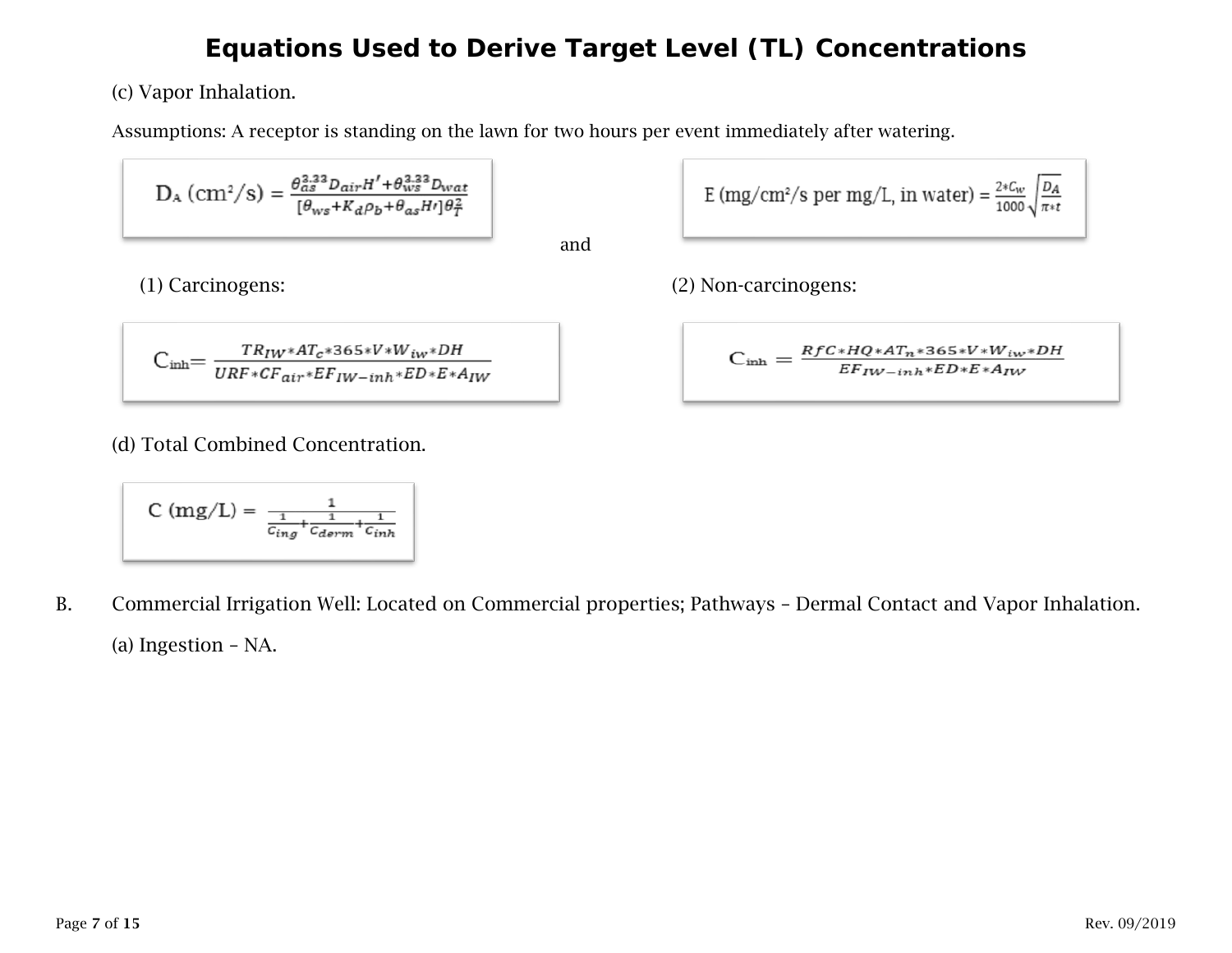# Equations Used to Derive Target Level (TL) Concentrations

(c) Vapor Inhalation.

Assumptions: A receptor is standing on the lawn for two hours per event immediately after watering.

$$D_A\ (\text{cm}^2/\text{s}) = \frac{\theta_{as}^{3.33} D_{air} H' + \theta_{ws}^{3.33} D_{wat}}{[\theta_{ws} + K_d \rho_b + \theta_{as} H'] \theta_T^2}$$

and

$$E\ (\text{mg/cm}^2/\text{s per mg/L, in water}) = \frac{2 * C_w}{1000} \sqrt{\frac{D_A}{\pi * t}}$$

(1) Carcinogens:

$$C_{inh} = \frac{TR_{IW} * AT_c * 365 * V * W_{iw} * DH}{URF * CF_{air} * EF_{IW-inh} * ED * E * A_{IW}}$$

(2) Non-carcinogens:

$$C_{inh} = \frac{RfC * HQ * AT_n * 365 * V * W_{iw} * DH}{EF_{IW-inh} * ED * E * A_{IW}}$$

(d) Total Combined Concentration.

$$C\ (\text{mg/L}) = \frac{1}{\frac{1}{C_{ing}} + \frac{1}{C_{derm}} + \frac{1}{C_{inh}}}$$

B. Commercial Irrigation Well: Located on Commercial properties; Pathways – Dermal Contact and Vapor Inhalation.

(a) Ingestion – NA.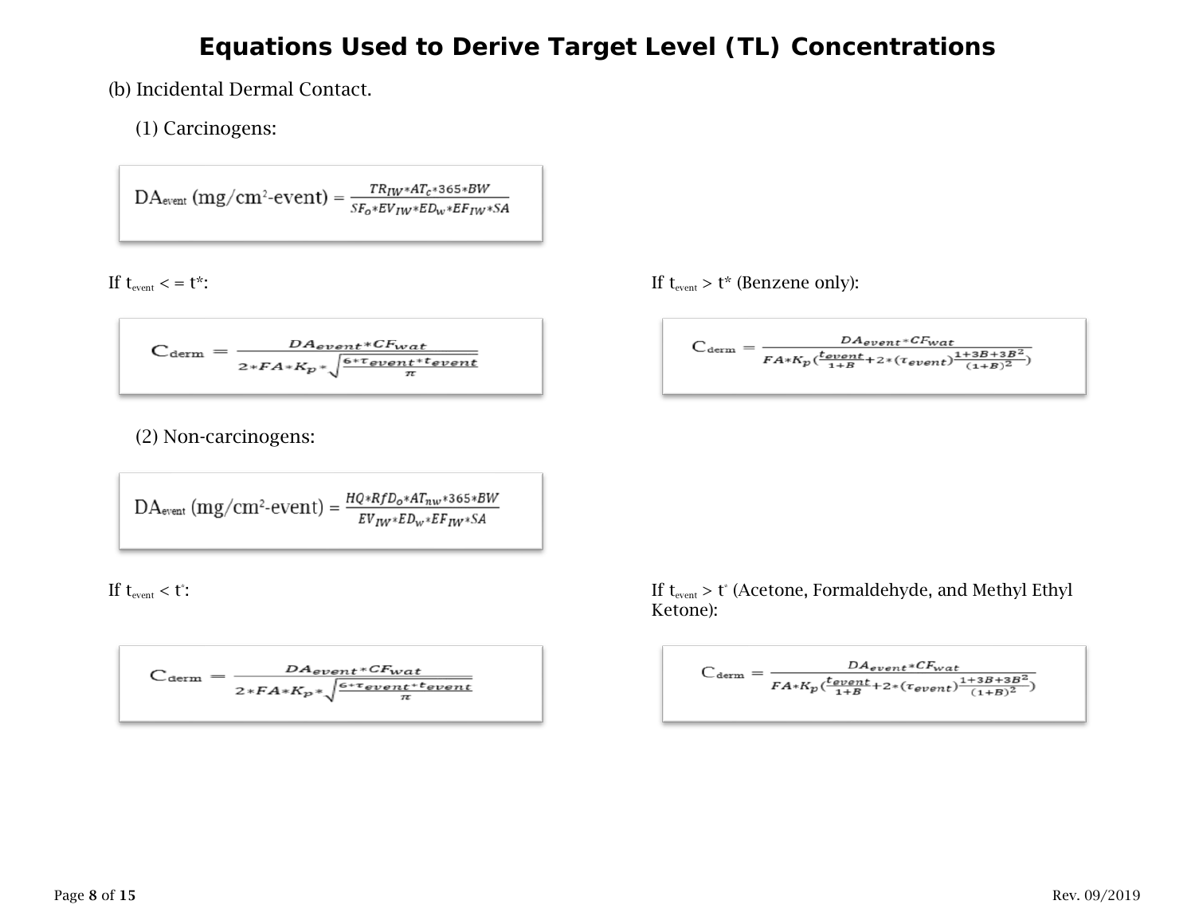# Equations Used to Derive Target Level (TL) Concentrations

(b) Incidental Dermal Contact.

(1) Carcinogens:

$$DA_{event}\ (mg/cm^2\text{-event}) = \frac{TR_{IW}*AT_c*365*BW}{SF_o*EV_{IW}*ED_w*EF_{IW}*SA}$$

If $t_{event} <= t^*$:

$$C_{derm} = \frac{DA_{event}*CF_{wat}}{2*FA*K_p*\sqrt{\frac{6*\tau_{event}*t_{event}}{\pi}}}$$

If $t_{event} > t^*$ (Benzene only):

$$C_{derm} = \frac{DA_{event}*CF_{wat}}{FA*K_p(\frac{t_{event}}{1+B}+2*(\tau_{event})\frac{1+3B+3B^2}{(1+B)^2})}$$

(2) Non-carcinogens:

$$DA_{event}\ (mg/cm^2\text{-event}) = \frac{HQ*RfD_o*AT_{nw}*365*BW}{EV_{IW}*ED_w*EF_{IW}*SA}$$

If $t_{event} < t^*$:

$$C_{derm} = \frac{DA_{event}*CF_{wat}}{2*FA*K_p*\sqrt{\frac{6*\tau_{event}*t_{event}}{\pi}}}$$

If $t_{event} > t^*$ (Acetone, Formaldehyde, and Methyl Ethyl Ketone):

$$C_{derm} = \frac{DA_{event}*CF_{wat}}{FA*K_p(\frac{t_{event}}{1+B}+2*(\tau_{event})\frac{1+3B+3B^2}{(1+B)^2})}$$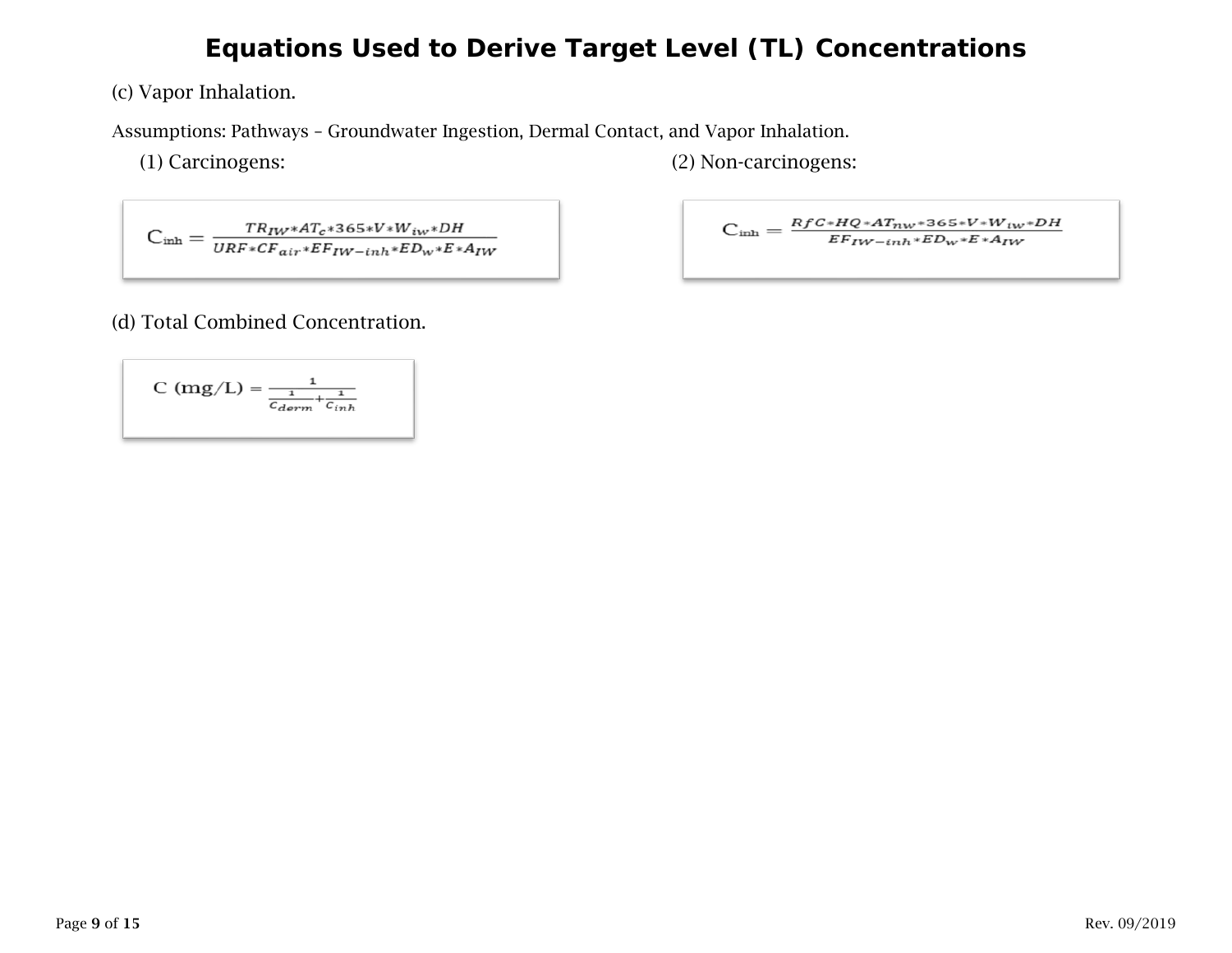# Equations Used to Derive Target Level (TL) Concentrations

(c) Vapor Inhalation.

Assumptions: Pathways – Groundwater Ingestion, Dermal Contact, and Vapor Inhalation.

(1) Carcinogens:

$$C_{inh} = \frac{TR_{IW} * AT_c * 365 * V * W_{iw} * DH}{URF * CF_{air} * EF_{IW-inh} * ED_w * E * A_{IW}}$$

(2) Non-carcinogens:

$$C_{inh} = \frac{RfC * HQ * AT_{nw} * 365 * V * W_{iw} * DH}{EF_{IW-inh} * ED_w * E * A_{IW}}$$

(d) Total Combined Concentration.

$$C\ (mg/L) = \frac{1}{\frac{1}{C_{derm}} + \frac{1}{C_{inh}}}$$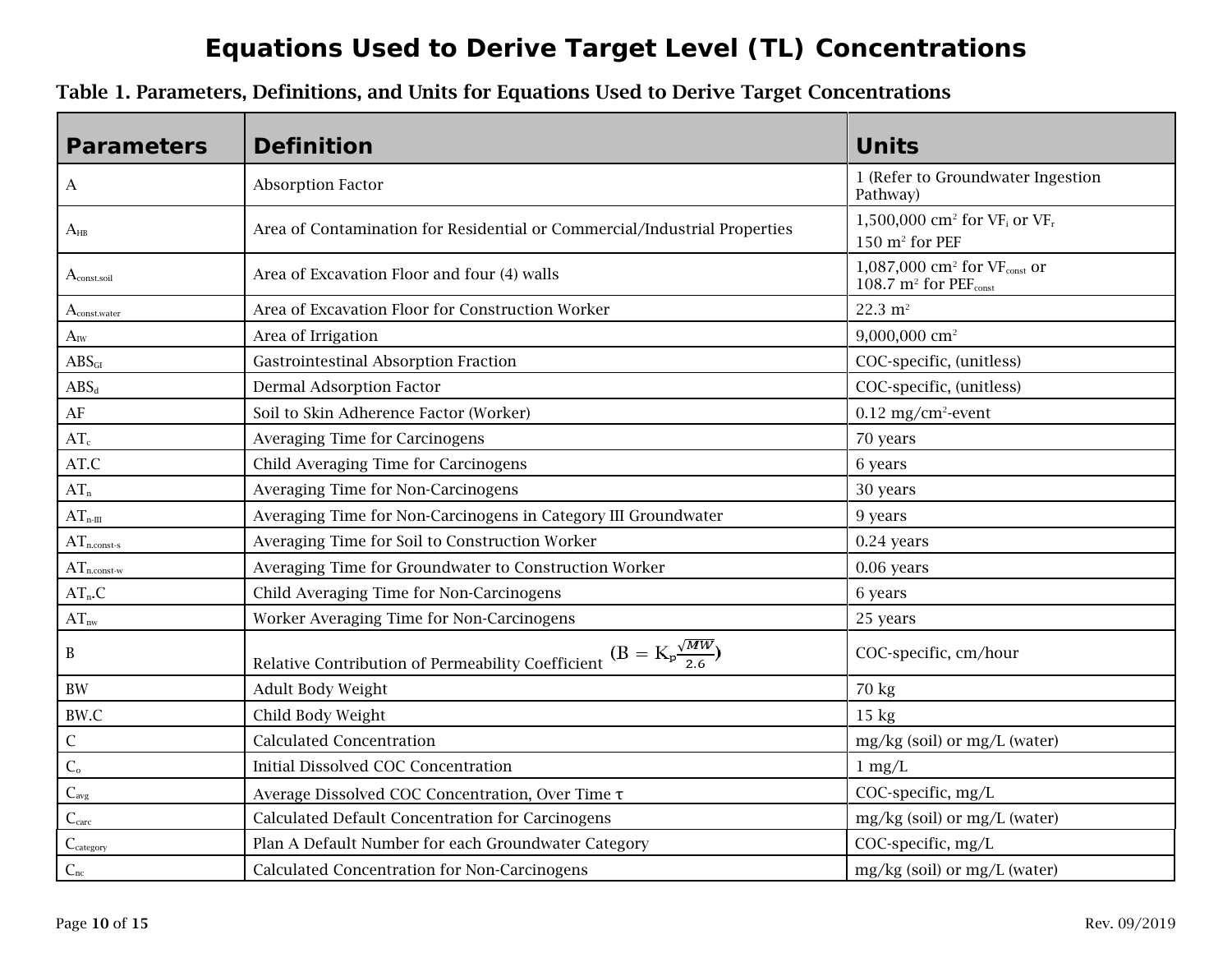# Equations Used to Derive Target Level (TL) Concentrations

**Table 1. Parameters, Definitions, and Units for Equations Used to Derive Target Concentrations**

| Parameters | Definition | Units |
|---|---|---|
| A | Absorption Factor | 1 (Refer to Groundwater Ingestion Pathway) |
| $A_{HB}$ | Area of Contamination for Residential or Commercial/Industrial Properties | 1,500,000 $cm^2$ for $VF_i$ or $VF_r$ 150 $m^2$ for PEF |
| $A_{const.soil}$ | Area of Excavation Floor and four (4) walls | 1,087,000 $cm^2$ for $VF_{const}$ or 108.7 $m^2$ for $PEF_{const}$ |
| $A_{const.water}$ | Area of Excavation Floor for Construction Worker | 22.3 $m^2$ |
| $A_{IW}$ | Area of Irrigation | 9,000,000 $cm^2$ |
| $ABS_{GI}$ | Gastrointestinal Absorption Fraction | COC-specific, (unitless) |
| $ABS_d$ | Dermal Adsorption Factor | COC-specific, (unitless) |
| AF | Soil to Skin Adherence Factor (Worker) | 0.12 $mg/cm^2$-event |
| $AT_c$ | Averaging Time for Carcinogens | 70 years |
| AT.C | Child Averaging Time for Carcinogens | 6 years |
| $AT_n$ | Averaging Time for Non-Carcinogens | 30 years |
| $AT_{n\text{-}III}$ | Averaging Time for Non-Carcinogens in Category III Groundwater | 9 years |
| $AT_{n.const\text{-}s}$ | Averaging Time for Soil to Construction Worker | 0.24 years |
| $AT_{n.const\text{-}w}$ | Averaging Time for Groundwater to Construction Worker | 0.06 years |
| $AT_n$.C | Child Averaging Time for Non-Carcinogens | 6 years |
| $AT_{nw}$ | Worker Averaging Time for Non-Carcinogens | 25 years |
| B | Relative Contribution of Permeability Coefficient $(B = K_p \frac{\sqrt{MW}}{2.6})$ | COC-specific, cm/hour |
| BW | Adult Body Weight | 70 kg |
| BW.C | Child Body Weight | 15 kg |
| C | Calculated Concentration | mg/kg (soil) or mg/L (water) |
| $C_o$ | Initial Dissolved COC Concentration | 1 mg/L |
| $C_{avg}$ | Average Dissolved COC Concentration, Over Time $\tau$ | COC-specific, mg/L |
| $C_{carc}$ | Calculated Default Concentration for Carcinogens | mg/kg (soil) or mg/L (water) |
| $C_{category}$ | Plan A Default Number for each Groundwater Category | COC-specific, mg/L |
| $C_{nc}$ | Calculated Concentration for Non-Carcinogens | mg/kg (soil) or mg/L (water) |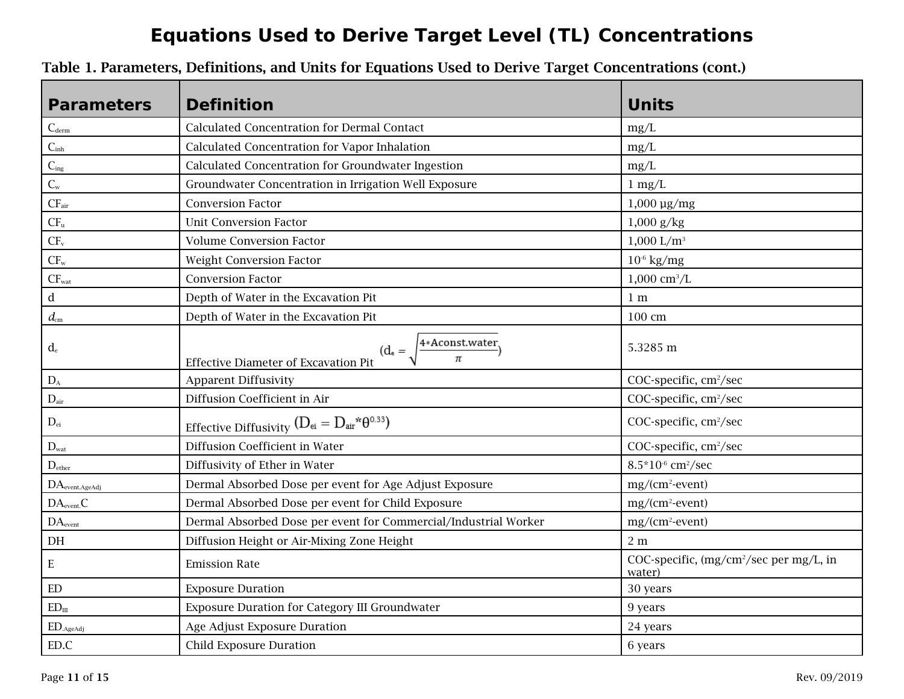# Equations Used to Derive Target Level (TL) Concentrations

**Table 1. Parameters, Definitions, and Units for Equations Used to Derive Target Concentrations (cont.)**

| Parameters | Definition | Units |
|---|---|---|
| $C_{derm}$ | Calculated Concentration for Dermal Contact | mg/L |
| $C_{inh}$ | Calculated Concentration for Vapor Inhalation | mg/L |
| $C_{ing}$ | Calculated Concentration for Groundwater Ingestion | mg/L |
| $C_w$ | Groundwater Concentration in Irrigation Well Exposure | 1 mg/L |
| $CF_{air}$ | Conversion Factor | 1,000 µg/mg |
| $CF_u$ | Unit Conversion Factor | 1,000 g/kg |
| $CF_v$ | Volume Conversion Factor | 1,000 L/m$^3$ |
| $CF_w$ | Weight Conversion Factor | $10^{-6}$ kg/mg |
| $CF_{wat}$ | Conversion Factor | 1,000 cm$^3$/L |
| d | Depth of Water in the Excavation Pit | 1 m |
| $d_{cm}$ | Depth of Water in the Excavation Pit | 100 cm |
| $d_e$ | Effective Diameter of Excavation Pit $\left(d_e = \sqrt{\frac{4*Aconst.water}{\pi}}\right)$ | 5.3285 m |
| $D_A$ | Apparent Diffusivity | COC-specific, cm$^2$/sec |
| $D_{air}$ | Diffusion Coefficient in Air | COC-specific, cm$^2$/sec |
| $D_{ei}$ | Effective Diffusivity $(D_{ei} = D_{air}{*}\theta^{0.33})$ | COC-specific, cm$^2$/sec |
| $D_{wat}$ | Diffusion Coefficient in Water | COC-specific, cm$^2$/sec |
| $D_{ether}$ | Diffusivity of Ether in Water | $8.5{*}10^{-6}$ cm$^2$/sec |
| $DA_{event.AgeAdj}$ | Dermal Absorbed Dose per event for Age Adjust Exposure | mg/(cm$^2$-event) |
| $DA_{event.}C$ | Dermal Absorbed Dose per event for Child Exposure | mg/(cm$^2$-event) |
| $DA_{event}$ | Dermal Absorbed Dose per event for Commercial/Industrial Worker | mg/(cm$^2$-event) |
| DH | Diffusion Height or Air-Mixing Zone Height | 2 m |
| E | Emission Rate | COC-specific, (mg/cm$^2$/sec per mg/L, in water) |
| ED | Exposure Duration | 30 years |
| $ED_{III}$ | Exposure Duration for Category III Groundwater | 9 years |
| $ED_{.AgeAdj}$ | Age Adjust Exposure Duration | 24 years |
| ED.C | Child Exposure Duration | 6 years |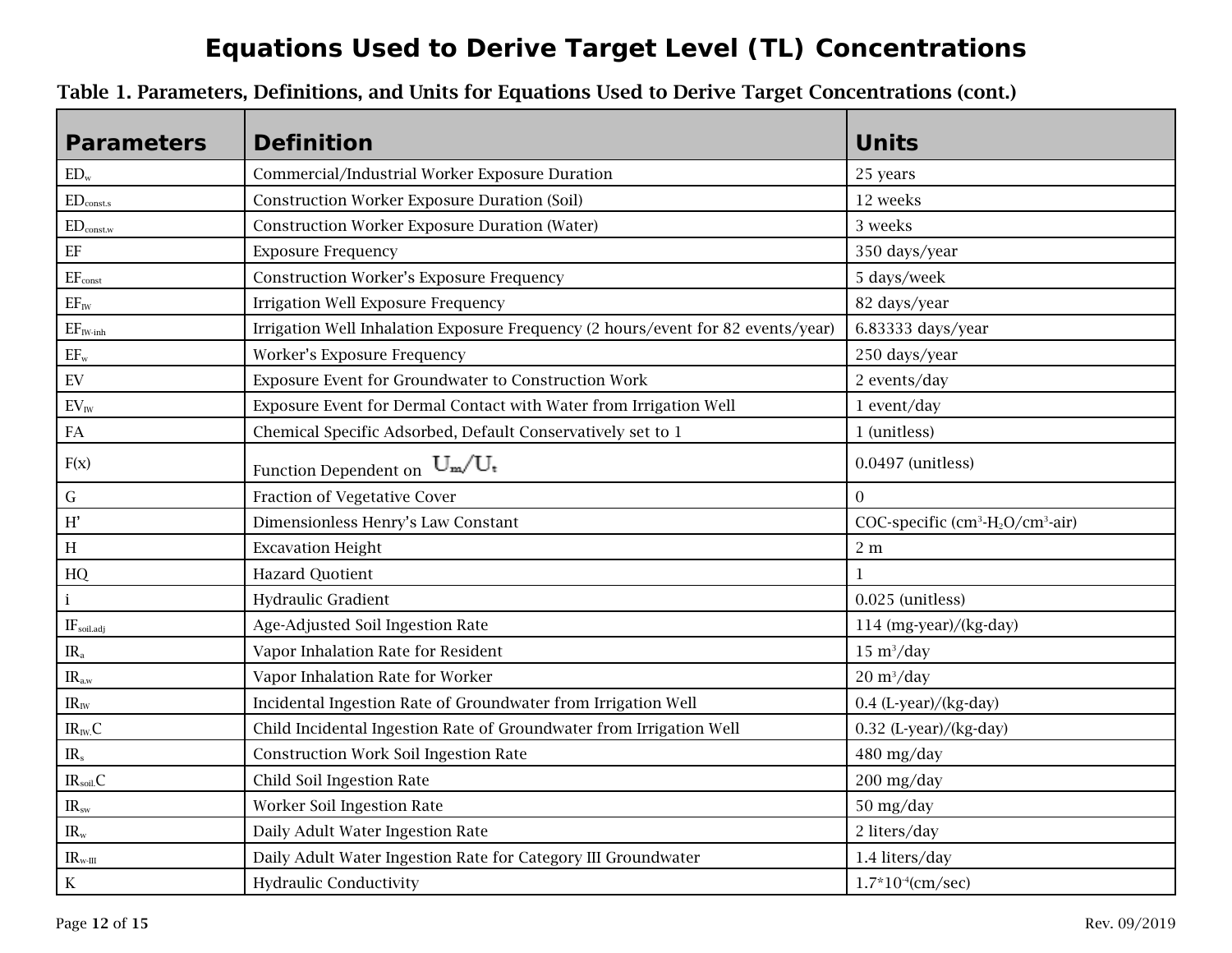# Equations Used to Derive Target Level (TL) Concentrations

**Table 1. Parameters, Definitions, and Units for Equations Used to Derive Target Concentrations (cont.)**

| Parameters | Definition | Units |
|---|---|---|
| $ED_w$ | Commercial/Industrial Worker Exposure Duration | 25 years |
| $ED_{const.s}$ | Construction Worker Exposure Duration (Soil) | 12 weeks |
| $ED_{const.w}$ | Construction Worker Exposure Duration (Water) | 3 weeks |
| EF | Exposure Frequency | 350 days/year |
| $EF_{const}$ | Construction Worker's Exposure Frequency | 5 days/week |
| $EF_{IW}$ | Irrigation Well Exposure Frequency | 82 days/year |
| $EF_{IW\text{-}inh}$ | Irrigation Well Inhalation Exposure Frequency (2 hours/event for 82 events/year) | 6.83333 days/year |
| $EF_w$ | Worker's Exposure Frequency | 250 days/year |
| EV | Exposure Event for Groundwater to Construction Work | 2 events/day |
| $EV_{IW}$ | Exposure Event for Dermal Contact with Water from Irrigation Well | 1 event/day |
| FA | Chemical Specific Adsorbed, Default Conservatively set to 1 | 1 (unitless) |
| F(x) | Function Dependent on $U_m/U_t$ | 0.0497 (unitless) |
| G | Fraction of Vegetative Cover | 0 |
| H' | Dimensionless Henry's Law Constant | COC-specific ($cm^3$-$H_2O$/$cm^3$-air) |
| H | Excavation Height | 2 m |
| HQ | Hazard Quotient | 1 |
| i | Hydraulic Gradient | 0.025 (unitless) |
| $IF_{soil.adj}$ | Age-Adjusted Soil Ingestion Rate | 114 (mg-year)/(kg-day) |
| $IR_a$ | Vapor Inhalation Rate for Resident | 15 $m^3$/day |
| $IR_{a.w}$ | Vapor Inhalation Rate for Worker | 20 $m^3$/day |
| $IR_{IW}$ | Incidental Ingestion Rate of Groundwater from Irrigation Well | 0.4 (L-year)/(kg-day) |
| $IR_{IW.}C$ | Child Incidental Ingestion Rate of Groundwater from Irrigation Well | 0.32 (L-year)/(kg-day) |
| $IR_s$ | Construction Work Soil Ingestion Rate | 480 mg/day |
| $IR_{soil.}C$ | Child Soil Ingestion Rate | 200 mg/day |
| $IR_{sw}$ | Worker Soil Ingestion Rate | 50 mg/day |
| $IR_w$ | Daily Adult Water Ingestion Rate | 2 liters/day |
| $IR_{w\text{-}III}$ | Daily Adult Water Ingestion Rate for Category III Groundwater | 1.4 liters/day |
| K | Hydraulic Conductivity | $1.7 \times 10^{-4}$(cm/sec) |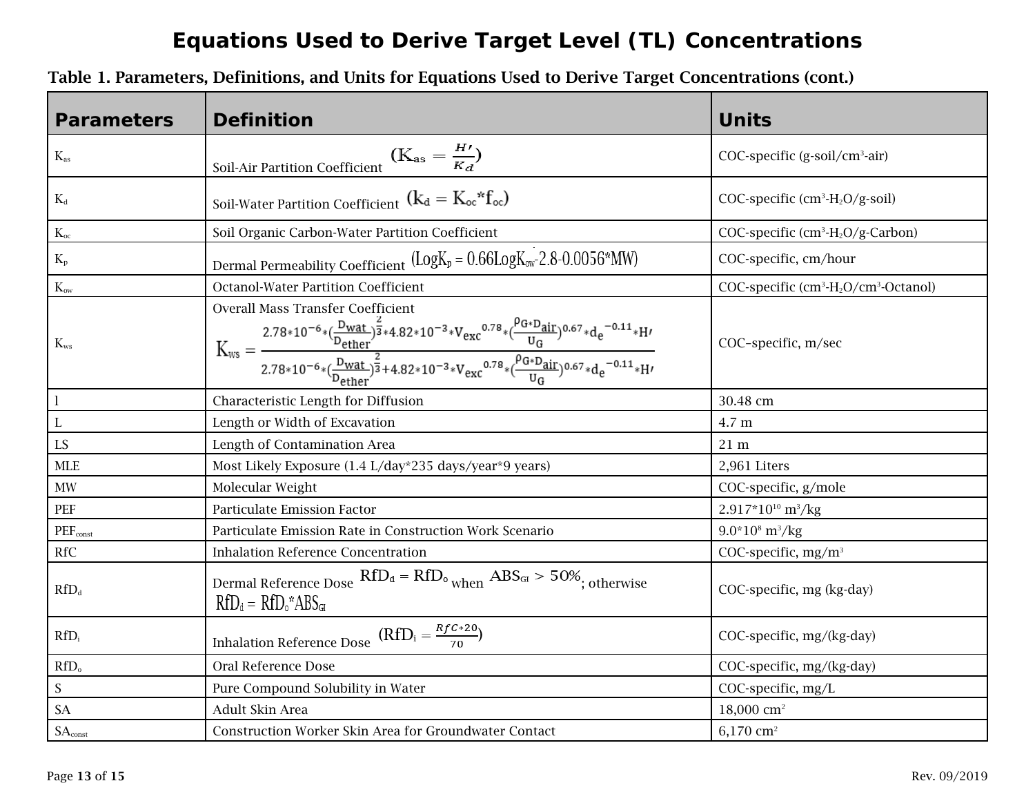# Equations Used to Derive Target Level (TL) Concentrations

**Table 1. Parameters, Definitions, and Units for Equations Used to Derive Target Concentrations (cont.)**

| Parameters | Definition | Units |
|---|---|---|
| $K_{as}$ | Soil-Air Partition Coefficient $(K_{as} = \frac{H'}{K_d})$ | COC-specific (g-soil/cm³-air) |
| $K_d$ | Soil-Water Partition Coefficient $(K_d = K_{oc} * f_{oc})$ | COC-specific (cm³-$H_2O$/g-soil) |
| $K_{oc}$ | Soil Organic Carbon-Water Partition Coefficient | COC-specific (cm³-$H_2O$/g-Carbon) |
| $K_p$ | Dermal Permeability Coefficient $(LogK_p = 0.66LogK_{ow} - 2.8 - 0.0056*MW)$ | COC-specific, cm/hour |
| $K_{ow}$ | Octanol-Water Partition Coefficient | COC-specific (cm³-$H_2O$/cm³-Octanol) |
| $K_{ws}$ | Overall Mass Transfer Coefficient $K_{ws} = \frac{2.78*10^{-6}*(\frac{D_{wat}}{D_{ether}})^{\frac{2}{3}}*4.82*10^{-3}*V_{exc}^{0.78}*(\frac{\rho_G*D_{air}}{U_G})^{0.67}*d_e^{-0.11}*H'}{2.78*10^{-6}*(\frac{D_{wat}}{D_{ether}})^{\frac{2}{3}}+4.82*10^{-3}*V_{exc}^{0.78}*(\frac{\rho_G*D_{air}}{U_G})^{0.67}*d_e^{-0.11}*H'}$ | COC–specific, m/sec |
| l | Characteristic Length for Diffusion | 30.48 cm |
| L | Length or Width of Excavation | 4.7 m |
| LS | Length of Contamination Area | 21 m |
| MLE | Most Likely Exposure (1.4 L/day*235 days/year*9 years) | 2,961 Liters |
| MW | Molecular Weight | COC-specific, g/mole |
| PEF | Particulate Emission Factor | $2.917*10^{10}$ m³/kg |
| $PEF_{const}$ | Particulate Emission Rate in Construction Work Scenario | $9.0*10^{8}$ m³/kg |
| RfC | Inhalation Reference Concentration | COC-specific, mg/m³ |
| $RfD_d$ | Dermal Reference Dose $RfD_d = RfD_o$ when $ABS_{GI} > 50\%$; otherwise $RfD_d = RfD_o * ABS_{GI}$ | COC-specific, mg (kg-day) |
| $RfD_i$ | Inhalation Reference Dose $(RfD_i = \frac{RfC*20}{70})$ | COC-specific, mg/(kg-day) |
| $RfD_o$ | Oral Reference Dose | COC-specific, mg/(kg-day) |
| S | Pure Compound Solubility in Water | COC-specific, mg/L |
| SA | Adult Skin Area | 18,000 cm² |
| $SA_{const}$ | Construction Worker Skin Area for Groundwater Contact | 6,170 cm² |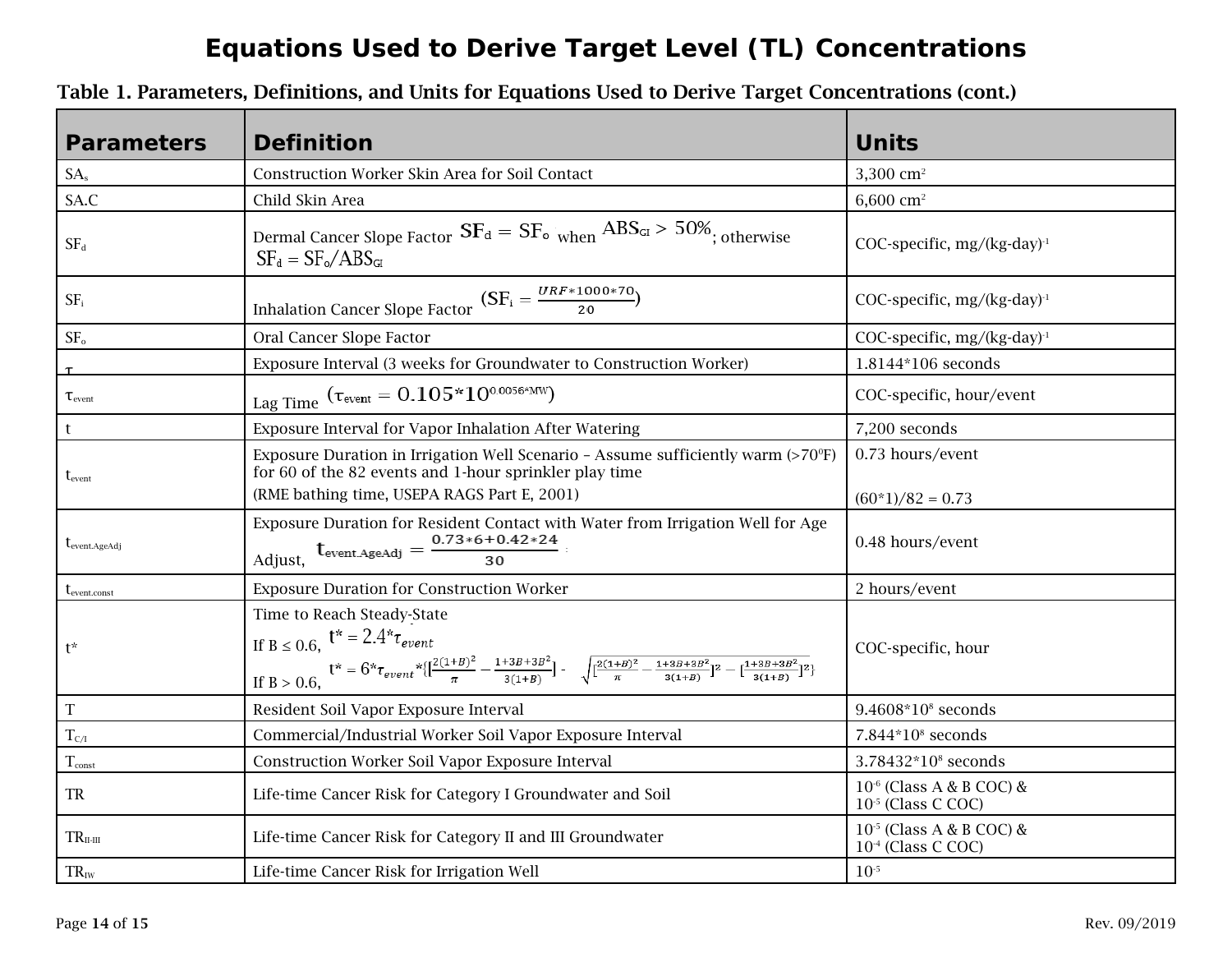# Equations Used to Derive Target Level (TL) Concentrations

**Table 1. Parameters, Definitions, and Units for Equations Used to Derive Target Concentrations (cont.)**

| Parameters | Definition | Units |
|---|---|---|
| $SA_s$ | Construction Worker Skin Area for Soil Contact | 3,300 $cm^2$ |
| SA.C | Child Skin Area | 6,600 $cm^2$ |
| $SF_d$ | Dermal Cancer Slope Factor $SF_d = SF_o$ when $ABS_{GI} > 50\%$; otherwise $SF_d = SF_o/ABS_{GI}$ | COC-specific, $mg/(kg\text{-}day)^{-1}$ |
| $SF_i$ | Inhalation Cancer Slope Factor $(SF_i = \frac{URF*1000*70}{20})$ | COC-specific, $mg/(kg\text{-}day)^{-1}$ |
| $SF_o$ | Oral Cancer Slope Factor | COC-specific, $mg/(kg\text{-}day)^{-1}$ |
| $\tau$ | Exposure Interval (3 weeks for Groundwater to Construction Worker) | 1.8144*106 seconds |
| $\tau_{event}$ | Lag Time $(\tau_{event} = 0.105*10^{0.0056*MW})$ | COC-specific, hour/event |
| t | Exposure Interval for Vapor Inhalation After Watering | 7,200 seconds |
| $t_{event}$ | Exposure Duration in Irrigation Well Scenario – Assume sufficiently warm (>70°F) for 60 of the 82 events and 1-hour sprinkler play time<br>(RME bathing time, USEPA RAGS Part E, 2001) | 0.73 hours/event<br>(60*1)/82 = 0.73 |
| $t_{event.AgeAdj}$ | Exposure Duration for Resident Contact with Water from Irrigation Well for Age Adjust, $t_{event.AgeAdj} = \frac{0.73*6+0.42*24}{30}$ | 0.48 hours/event |
| $t_{event.const}$ | Exposure Duration for Construction Worker | 2 hours/event |
| t* | Time to Reach Steady-State<br>If B ≤ 0.6, $t^* = 2.4*\tau_{event}$<br>If B > 0.6, $t^* = 6*\tau_{event}*\{[\frac{2(1+B)^2}{\pi} - \frac{1+3B+3B^2}{3(1+B)}] - \sqrt{[\frac{2(1+B)^2}{\pi} - \frac{1+3B+3B^2}{3(1+B)}]^2 - [\frac{1+3B+3B^2}{3(1+B)}]^2}\}$ | COC-specific, hour |
| T | Resident Soil Vapor Exposure Interval | $9.4608*10^8$ seconds |
| $T_{C/I}$ | Commercial/Industrial Worker Soil Vapor Exposure Interval | $7.844*10^8$ seconds |
| $T_{const}$ | Construction Worker Soil Vapor Exposure Interval | $3.78432*10^8$ seconds |
| TR | Life-time Cancer Risk for Category I Groundwater and Soil | $10^{-6}$ (Class A & B COC) &<br>$10^{-5}$ (Class C COC) |
| $TR_{II\text{-}III}$ | Life-time Cancer Risk for Category II and III Groundwater | $10^{-5}$ (Class A & B COC) &<br>$10^{-4}$ (Class C COC) |
| $TR_{IW}$ | Life-time Cancer Risk for Irrigation Well | $10^{-5}$ |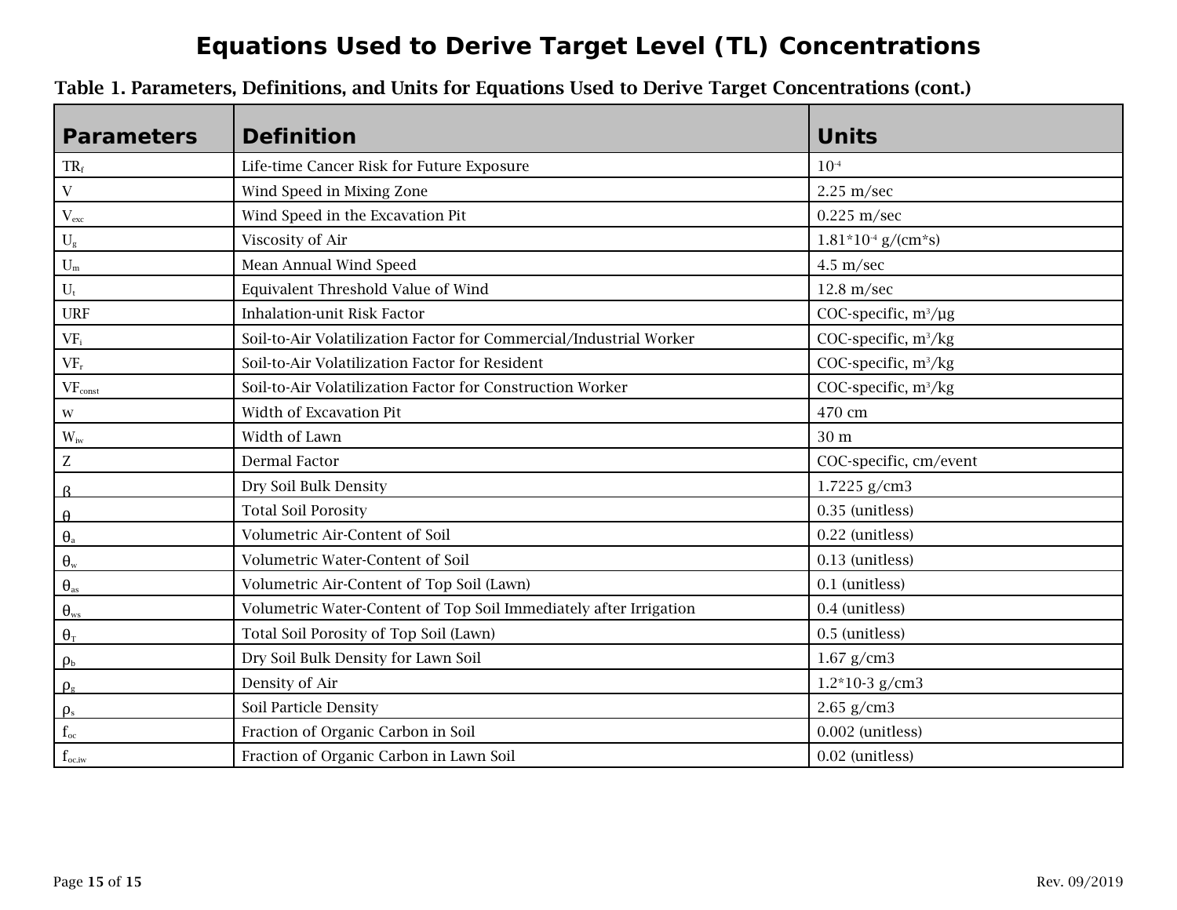# Equations Used to Derive Target Level (TL) Concentrations

**Table 1. Parameters, Definitions, and Units for Equations Used to Derive Target Concentrations (cont.)**

| Parameters | Definition | Units |
|---|---|---|
| $TR_f$ | Life-time Cancer Risk for Future Exposure | $10^{-4}$ |
| V | Wind Speed in Mixing Zone | 2.25 m/sec |
| $V_{exc}$ | Wind Speed in the Excavation Pit | 0.225 m/sec |
| $U_g$ | Viscosity of Air | $1.81*10^{-4}$ g/(cm*s) |
| $U_m$ | Mean Annual Wind Speed | 4.5 m/sec |
| $U_t$ | Equivalent Threshold Value of Wind | 12.8 m/sec |
| URF | Inhalation-unit Risk Factor | COC-specific, $m^3$/μg |
| $VF_i$ | Soil-to-Air Volatilization Factor for Commercial/Industrial Worker | COC-specific, $m^3$/kg |
| $VF_r$ | Soil-to-Air Volatilization Factor for Resident | COC-specific, $m^3$/kg |
| $VF_{const}$ | Soil-to-Air Volatilization Factor for Construction Worker | COC-specific, $m^3$/kg |
| w | Width of Excavation Pit | 470 cm |
| $W_{lw}$ | Width of Lawn | 30 m |
| Z | Dermal Factor | COC-specific, cm/event |
| ß | Dry Soil Bulk Density | 1.7225 g/cm3 |
| $\theta$ | Total Soil Porosity | 0.35 (unitless) |
| $\theta_a$ | Volumetric Air-Content of Soil | 0.22 (unitless) |
| $\theta_w$ | Volumetric Water-Content of Soil | 0.13 (unitless) |
| $\theta_{as}$ | Volumetric Air-Content of Top Soil (Lawn) | 0.1 (unitless) |
| $\theta_{ws}$ | Volumetric Water-Content of Top Soil Immediately after Irrigation | 0.4 (unitless) |
| $\theta_T$ | Total Soil Porosity of Top Soil (Lawn) | 0.5 (unitless) |
| $\rho_b$ | Dry Soil Bulk Density for Lawn Soil | 1.67 g/cm3 |
| $\rho_g$ | Density of Air | 1.2*10-3 g/cm3 |
| $\rho_s$ | Soil Particle Density | 2.65 g/cm3 |
| $f_{oc}$ | Fraction of Organic Carbon in Soil | 0.002 (unitless) |
| $f_{oc,lw}$ | Fraction of Organic Carbon in Lawn Soil | 0.02 (unitless) |